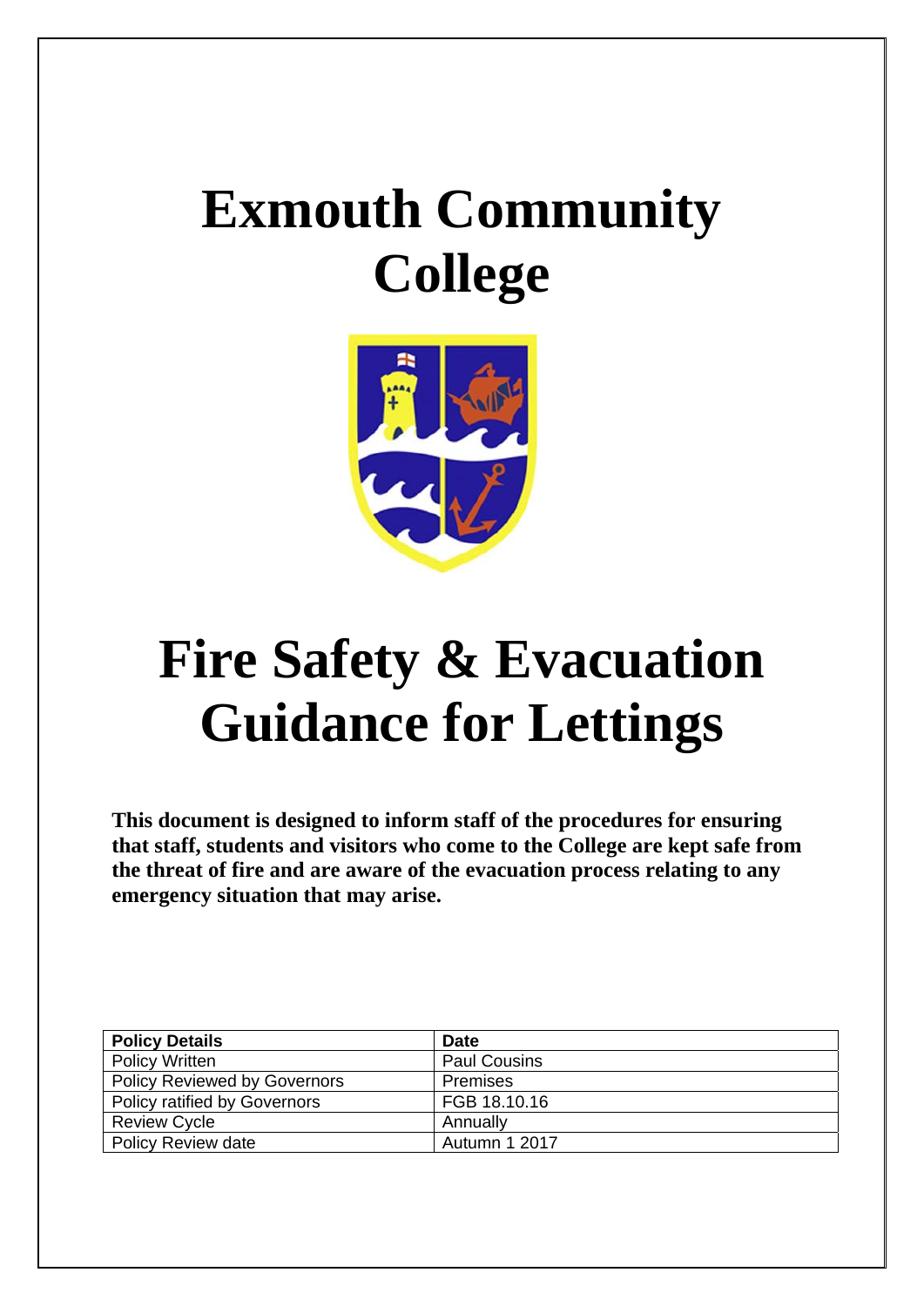# Exmouth Community College

# Fire Safety & Evacuation Guidance for Lettings

**This document is designed to inform staff of the procedures for ensuring that staff, students and visitors who come to the College are kept safe from the threat of fire and are aware of the evacuation process relating to any emergency situation that may arise.**

| **Policy Details** | **Date** |
| --- | --- |
| Policy Written | Paul Cousins |
| Policy Reviewed by Governors | Premises |
| Policy ratified by Governors | FGB 18.10.16 |
| Review Cycle | Annually |
| Policy Review date | Autumn 1 2017 |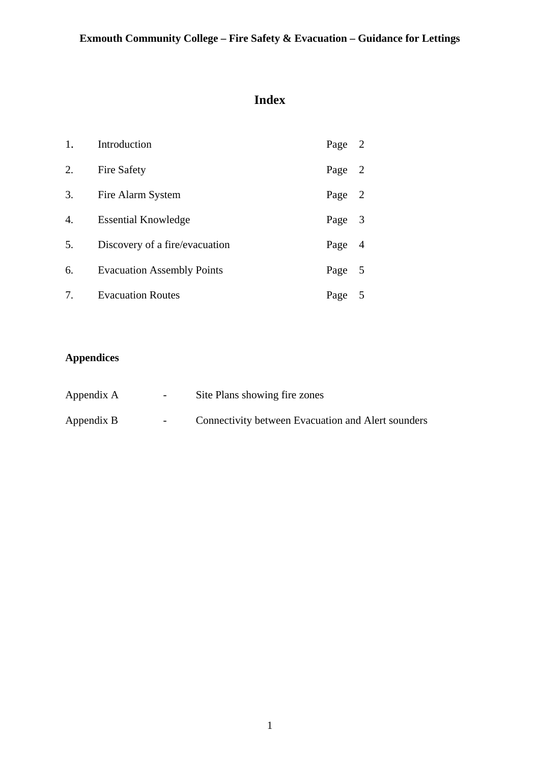# Index

| | | |
|---|---|---|
| 1. | Introduction | Page 2 |
| 2. | Fire Safety | Page 2 |
| 3. | Fire Alarm System | Page 2 |
| 4. | Essential Knowledge | Page 3 |
| 5. | Discovery of a fire/evacuation | Page 4 |
| 6. | Evacuation Assembly Points | Page 5 |
| 7. | Evacuation Routes | Page 5 |

**Appendices**

Appendix A - Site Plans showing fire zones

Appendix B - Connectivity between Evacuation and Alert sounders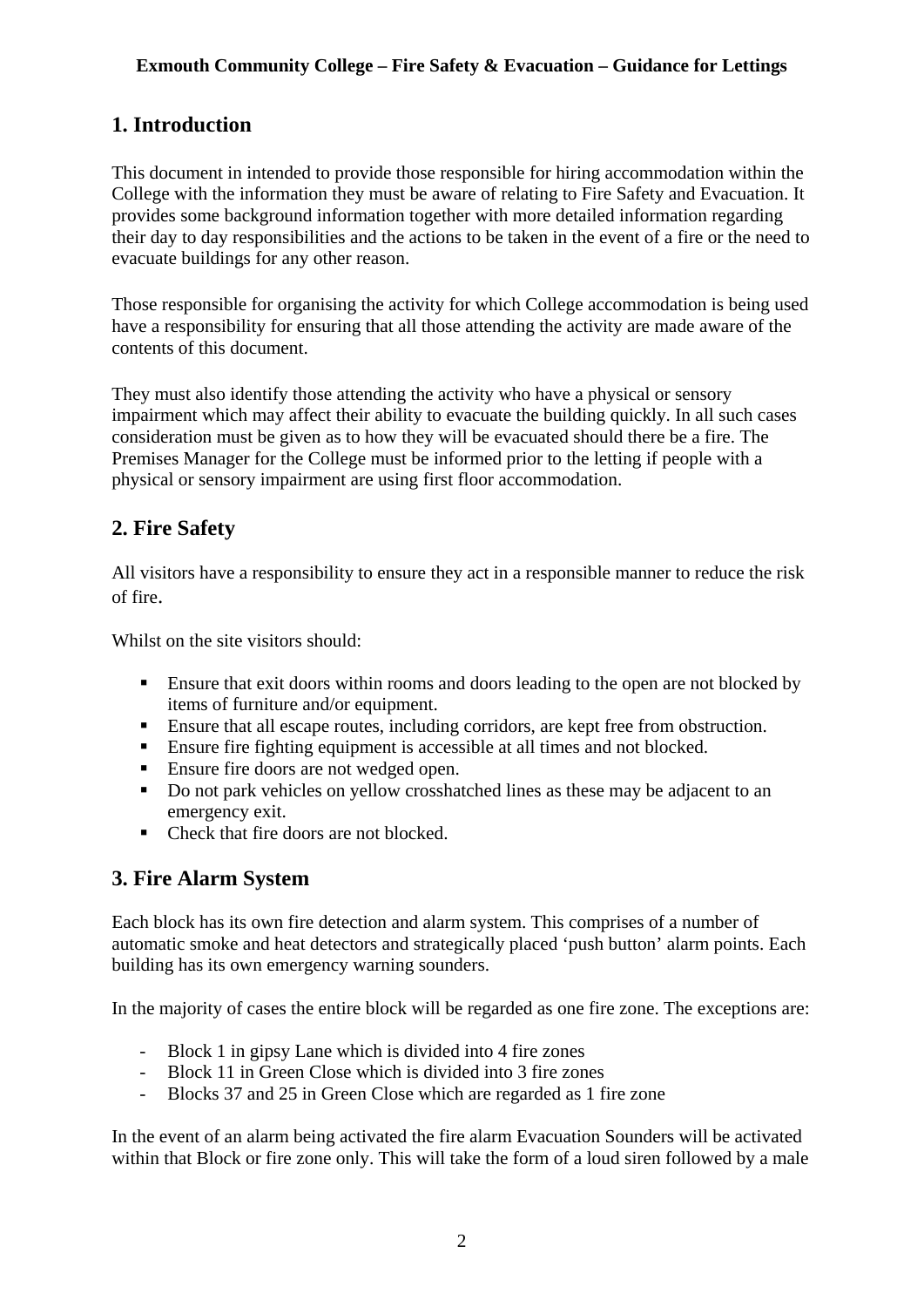## 1. Introduction

This document in intended to provide those responsible for hiring accommodation within the College with the information they must be aware of relating to Fire Safety and Evacuation. It provides some background information together with more detailed information regarding their day to day responsibilities and the actions to be taken in the event of a fire or the need to evacuate buildings for any other reason.

Those responsible for organising the activity for which College accommodation is being used have a responsibility for ensuring that all those attending the activity are made aware of the contents of this document.

They must also identify those attending the activity who have a physical or sensory impairment which may affect their ability to evacuate the building quickly. In all such cases consideration must be given as to how they will be evacuated should there be a fire. The Premises Manager for the College must be informed prior to the letting if people with a physical or sensory impairment are using first floor accommodation.

## 2. Fire Safety

All visitors have a responsibility to ensure they act in a responsible manner to reduce the risk of fire.

Whilst on the site visitors should:

- Ensure that exit doors within rooms and doors leading to the open are not blocked by items of furniture and/or equipment.
- Ensure that all escape routes, including corridors, are kept free from obstruction.
- Ensure fire fighting equipment is accessible at all times and not blocked.
- Ensure fire doors are not wedged open.
- Do not park vehicles on yellow crosshatched lines as these may be adjacent to an emergency exit.
- Check that fire doors are not blocked.

## 3. Fire Alarm System

Each block has its own fire detection and alarm system. This comprises of a number of automatic smoke and heat detectors and strategically placed 'push button' alarm points. Each building has its own emergency warning sounders.

In the majority of cases the entire block will be regarded as one fire zone. The exceptions are:

- Block 1 in gipsy Lane which is divided into 4 fire zones
- Block 11 in Green Close which is divided into 3 fire zones
- Blocks 37 and 25 in Green Close which are regarded as 1 fire zone

In the event of an alarm being activated the fire alarm Evacuation Sounders will be activated within that Block or fire zone only. This will take the form of a loud siren followed by a male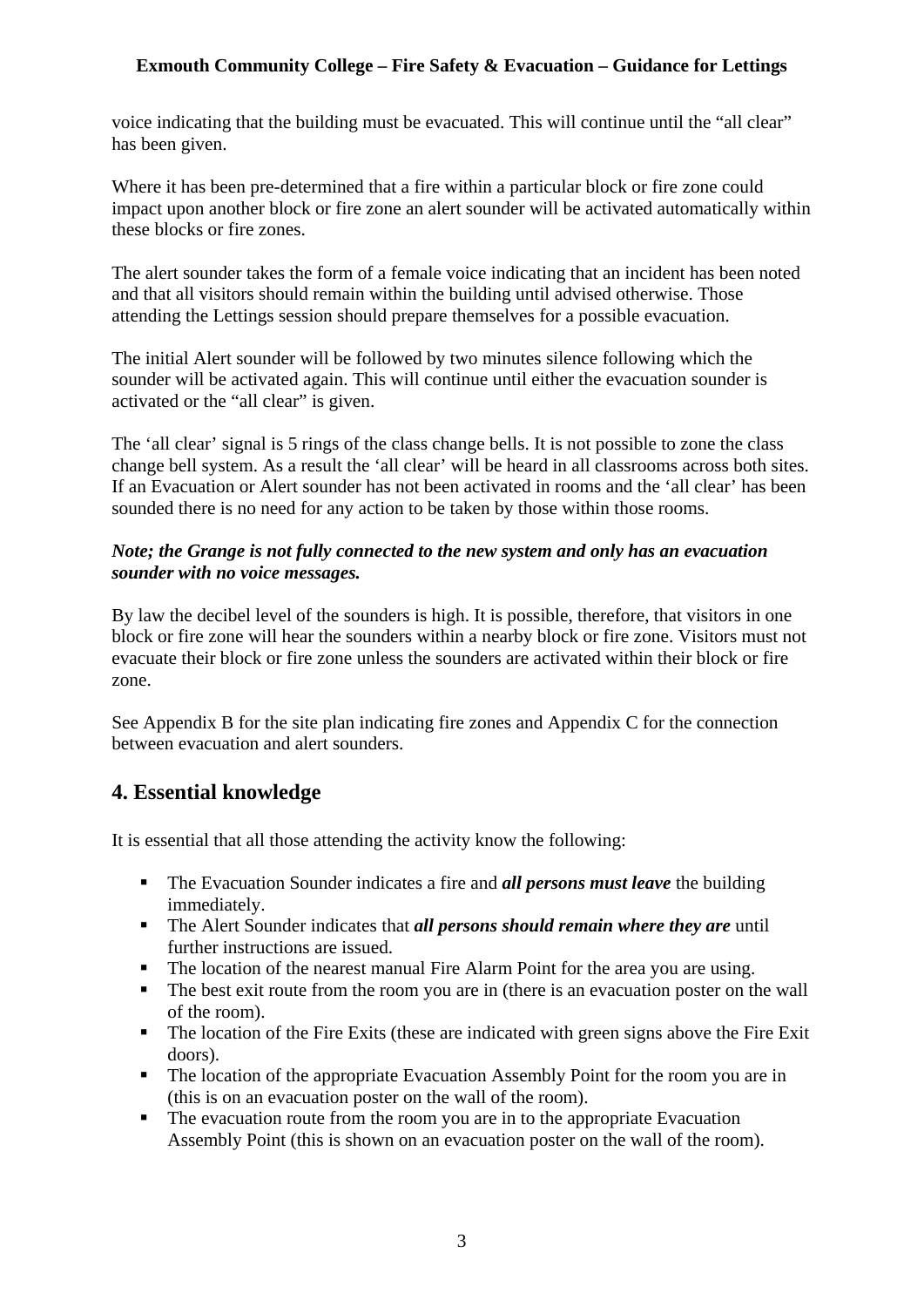voice indicating that the building must be evacuated. This will continue until the "all clear" has been given.

Where it has been pre-determined that a fire within a particular block or fire zone could impact upon another block or fire zone an alert sounder will be activated automatically within these blocks or fire zones.

The alert sounder takes the form of a female voice indicating that an incident has been noted and that all visitors should remain within the building until advised otherwise. Those attending the Lettings session should prepare themselves for a possible evacuation.

The initial Alert sounder will be followed by two minutes silence following which the sounder will be activated again. This will continue until either the evacuation sounder is activated or the "all clear" is given.

The 'all clear' signal is 5 rings of the class change bells. It is not possible to zone the class change bell system. As a result the 'all clear' will be heard in all classrooms across both sites. If an Evacuation or Alert sounder has not been activated in rooms and the 'all clear' has been sounded there is no need for any action to be taken by those within those rooms.

***Note; the Grange is not fully connected to the new system and only has an evacuation sounder with no voice messages.***

By law the decibel level of the sounders is high. It is possible, therefore, that visitors in one block or fire zone will hear the sounders within a nearby block or fire zone. Visitors must not evacuate their block or fire zone unless the sounders are activated within their block or fire zone.

See Appendix B for the site plan indicating fire zones and Appendix C for the connection between evacuation and alert sounders.

## 4. Essential knowledge

It is essential that all those attending the activity know the following:

- The Evacuation Sounder indicates a fire and ***all persons must leave*** the building immediately.
- The Alert Sounder indicates that ***all persons should remain where they are*** until further instructions are issued.
- The location of the nearest manual Fire Alarm Point for the area you are using.
- The best exit route from the room you are in (there is an evacuation poster on the wall of the room).
- The location of the Fire Exits (these are indicated with green signs above the Fire Exit doors).
- The location of the appropriate Evacuation Assembly Point for the room you are in (this is on an evacuation poster on the wall of the room).
- The evacuation route from the room you are in to the appropriate Evacuation Assembly Point (this is shown on an evacuation poster on the wall of the room).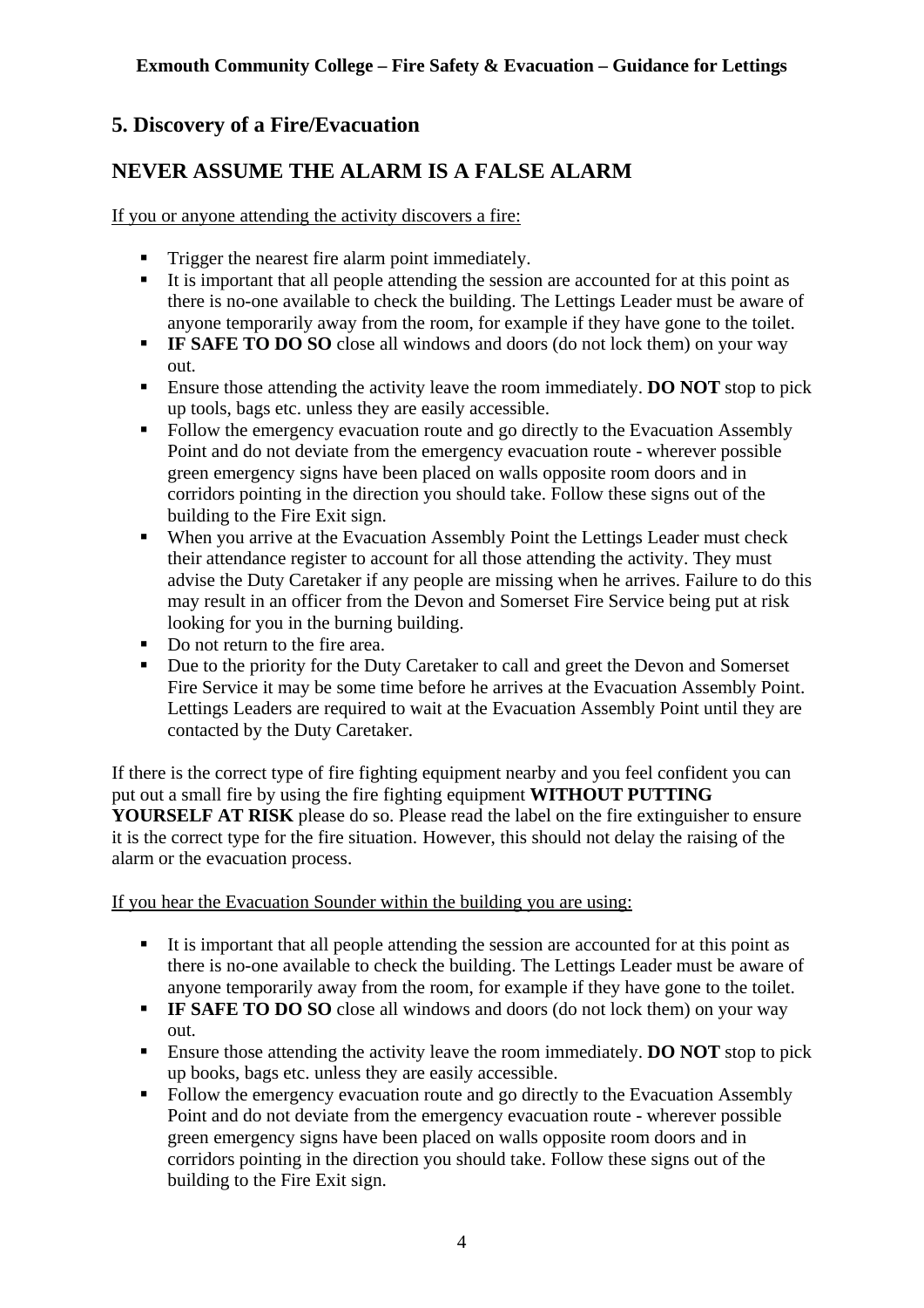## 5. Discovery of a Fire/Evacuation

## NEVER ASSUME THE ALARM IS A FALSE ALARM

<u>If you or anyone attending the activity discovers a fire:</u>

- Trigger the nearest fire alarm point immediately.
- It is important that all people attending the session are accounted for at this point as there is no-one available to check the building. The Lettings Leader must be aware of anyone temporarily away from the room, for example if they have gone to the toilet.
- **IF SAFE TO DO SO** close all windows and doors (do not lock them) on your way out.
- Ensure those attending the activity leave the room immediately. **DO NOT** stop to pick up tools, bags etc. unless they are easily accessible.
- Follow the emergency evacuation route and go directly to the Evacuation Assembly Point and do not deviate from the emergency evacuation route - wherever possible green emergency signs have been placed on walls opposite room doors and in corridors pointing in the direction you should take. Follow these signs out of the building to the Fire Exit sign.
- When you arrive at the Evacuation Assembly Point the Lettings Leader must check their attendance register to account for all those attending the activity. They must advise the Duty Caretaker if any people are missing when he arrives. Failure to do this may result in an officer from the Devon and Somerset Fire Service being put at risk looking for you in the burning building.
- Do not return to the fire area.
- Due to the priority for the Duty Caretaker to call and greet the Devon and Somerset Fire Service it may be some time before he arrives at the Evacuation Assembly Point. Lettings Leaders are required to wait at the Evacuation Assembly Point until they are contacted by the Duty Caretaker.

If there is the correct type of fire fighting equipment nearby and you feel confident you can put out a small fire by using the fire fighting equipment **WITHOUT PUTTING YOURSELF AT RISK** please do so. Please read the label on the fire extinguisher to ensure it is the correct type for the fire situation. However, this should not delay the raising of the alarm or the evacuation process.

<u>If you hear the Evacuation Sounder within the building you are using:</u>

- It is important that all people attending the session are accounted for at this point as there is no-one available to check the building. The Lettings Leader must be aware of anyone temporarily away from the room, for example if they have gone to the toilet.
- **IF SAFE TO DO SO** close all windows and doors (do not lock them) on your way out.
- Ensure those attending the activity leave the room immediately. **DO NOT** stop to pick up books, bags etc. unless they are easily accessible.
- Follow the emergency evacuation route and go directly to the Evacuation Assembly Point and do not deviate from the emergency evacuation route - wherever possible green emergency signs have been placed on walls opposite room doors and in corridors pointing in the direction you should take. Follow these signs out of the building to the Fire Exit sign.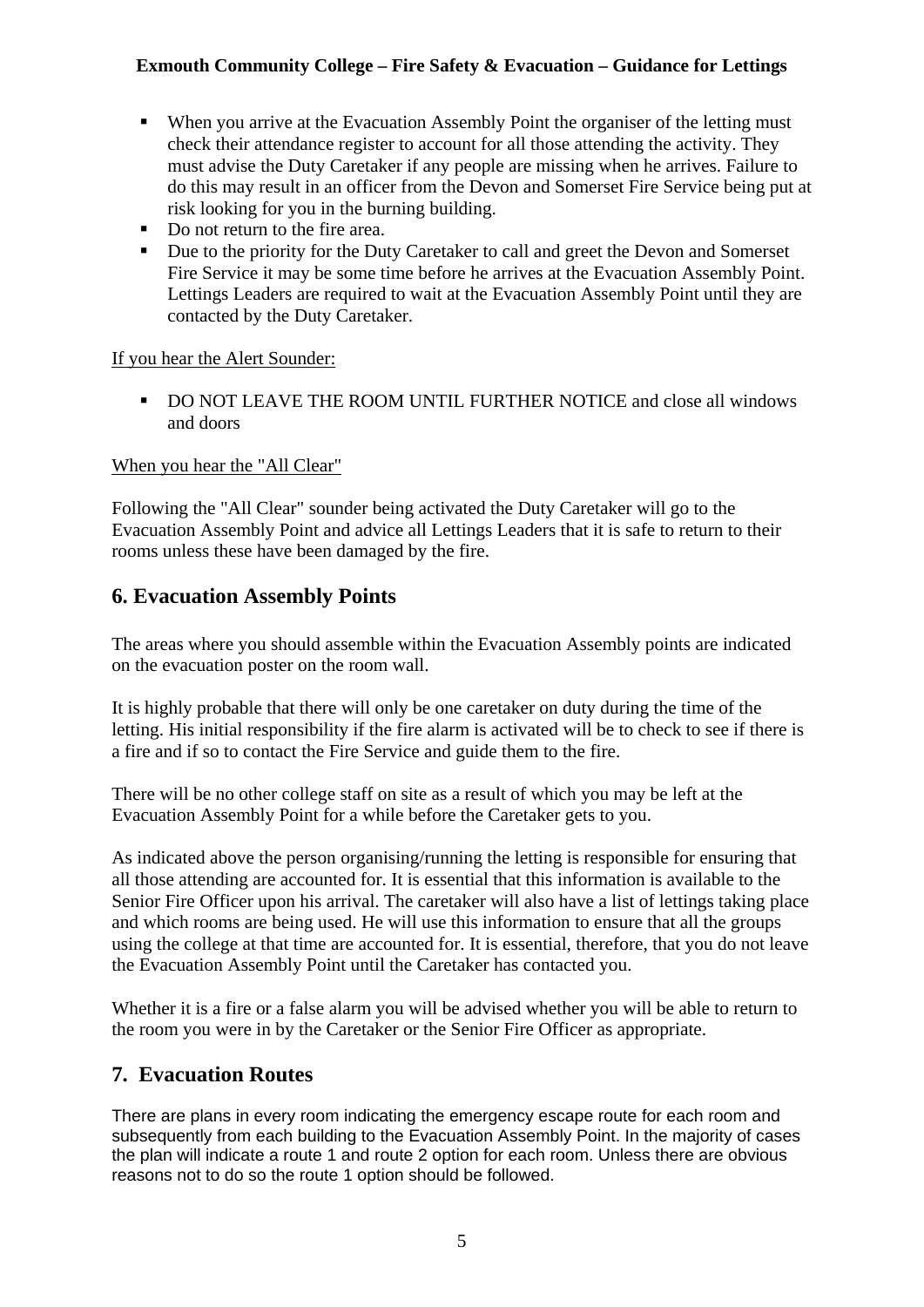- When you arrive at the Evacuation Assembly Point the organiser of the letting must check their attendance register to account for all those attending the activity. They must advise the Duty Caretaker if any people are missing when he arrives. Failure to do this may result in an officer from the Devon and Somerset Fire Service being put at risk looking for you in the burning building.
- Do not return to the fire area.
- Due to the priority for the Duty Caretaker to call and greet the Devon and Somerset Fire Service it may be some time before he arrives at the Evacuation Assembly Point. Lettings Leaders are required to wait at the Evacuation Assembly Point until they are contacted by the Duty Caretaker.

<u>If you hear the Alert Sounder:</u>

- DO NOT LEAVE THE ROOM UNTIL FURTHER NOTICE and close all windows and doors

<u>When you hear the "All Clear"</u>

Following the "All Clear" sounder being activated the Duty Caretaker will go to the Evacuation Assembly Point and advice all Lettings Leaders that it is safe to return to their rooms unless these have been damaged by the fire.

## 6. Evacuation Assembly Points

The areas where you should assemble within the Evacuation Assembly points are indicated on the evacuation poster on the room wall.

It is highly probable that there will only be one caretaker on duty during the time of the letting. His initial responsibility if the fire alarm is activated will be to check to see if there is a fire and if so to contact the Fire Service and guide them to the fire.

There will be no other college staff on site as a result of which you may be left at the Evacuation Assembly Point for a while before the Caretaker gets to you.

As indicated above the person organising/running the letting is responsible for ensuring that all those attending are accounted for. It is essential that this information is available to the Senior Fire Officer upon his arrival. The caretaker will also have a list of lettings taking place and which rooms are being used. He will use this information to ensure that all the groups using the college at that time are accounted for. It is essential, therefore, that you do not leave the Evacuation Assembly Point until the Caretaker has contacted you.

Whether it is a fire or a false alarm you will be advised whether you will be able to return to the room you were in by the Caretaker or the Senior Fire Officer as appropriate.

## 7. Evacuation Routes

There are plans in every room indicating the emergency escape route for each room and subsequently from each building to the Evacuation Assembly Point. In the majority of cases the plan will indicate a route 1 and route 2 option for each room. Unless there are obvious reasons not to do so the route 1 option should be followed.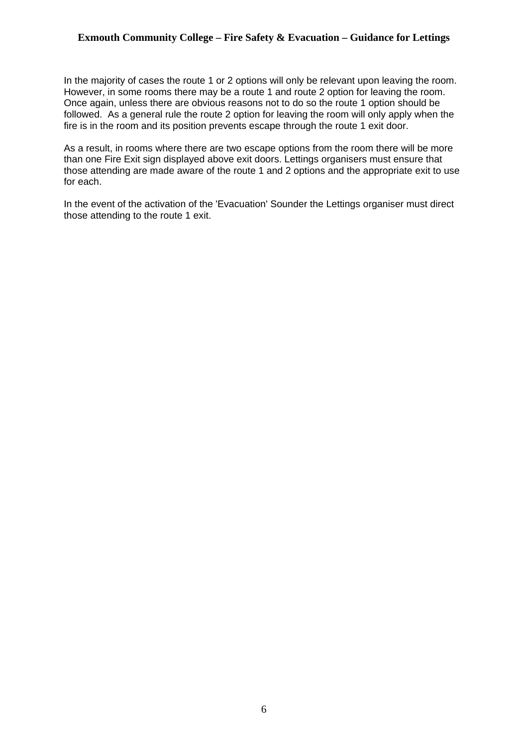In the majority of cases the route 1 or 2 options will only be relevant upon leaving the room. However, in some rooms there may be a route 1 and route 2 option for leaving the room. Once again, unless there are obvious reasons not to do so the route 1 option should be followed. As a general rule the route 2 option for leaving the room will only apply when the fire is in the room and its position prevents escape through the route 1 exit door.

As a result, in rooms where there are two escape options from the room there will be more than one Fire Exit sign displayed above exit doors. Lettings organisers must ensure that those attending are made aware of the route 1 and 2 options and the appropriate exit to use for each.

In the event of the activation of the 'Evacuation' Sounder the Lettings organiser must direct those attending to the route 1 exit.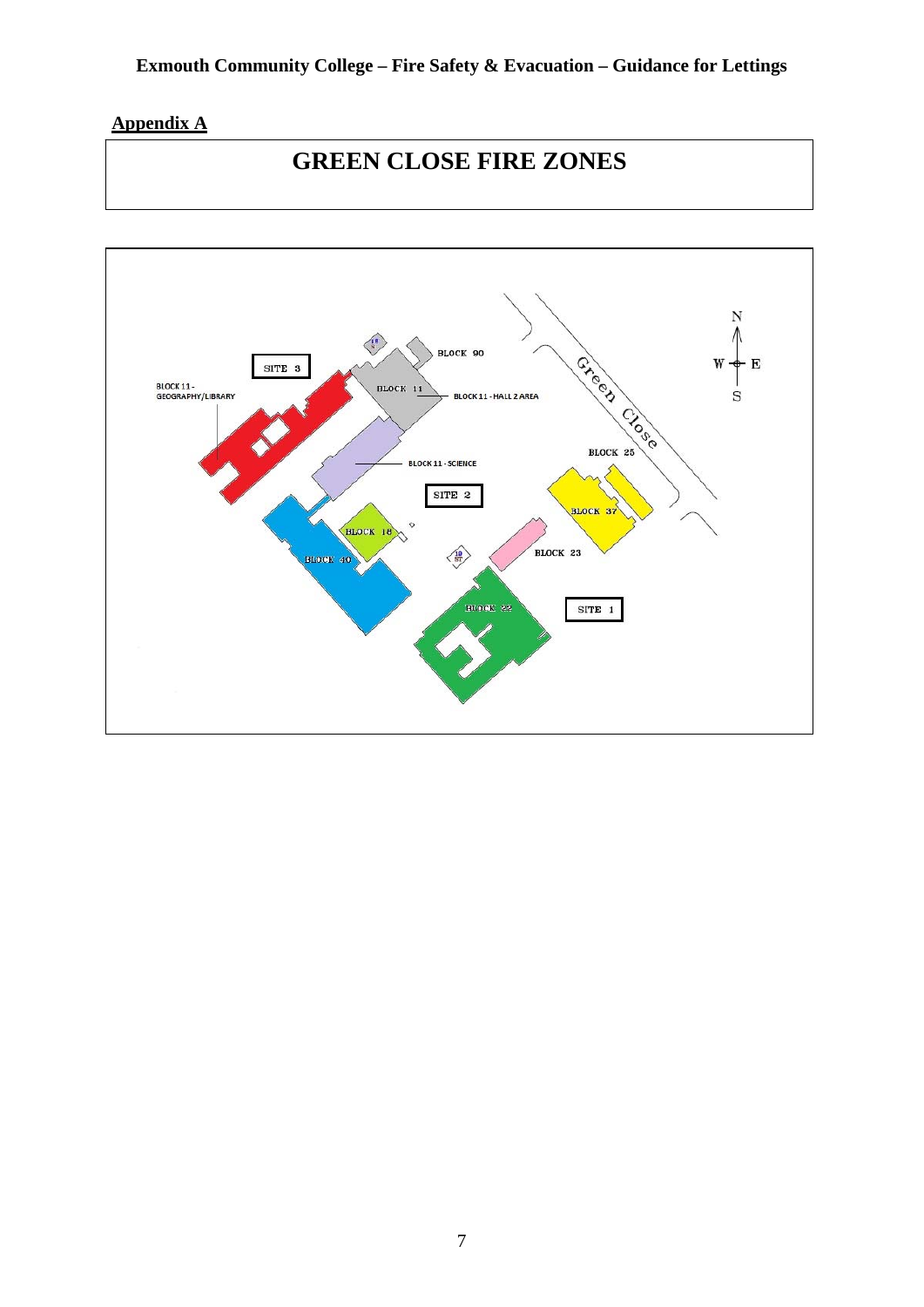**Appendix A**

# GREEN CLOSE FIRE ZONES

SITE 3

BLOCK 11 - GEOGRAPHY/LIBRARY

BLOCK 90

BLOCK 11

BLOCK 11 - HALL 2 AREA

Green Close

BLOCK 25

BLOCK 11 - SCIENCE

SITE 2

BLOCK 37

BLOCK 18

BLOCK 40

BLOCK 23

BLOCK 22

SITE 1

N

W E

S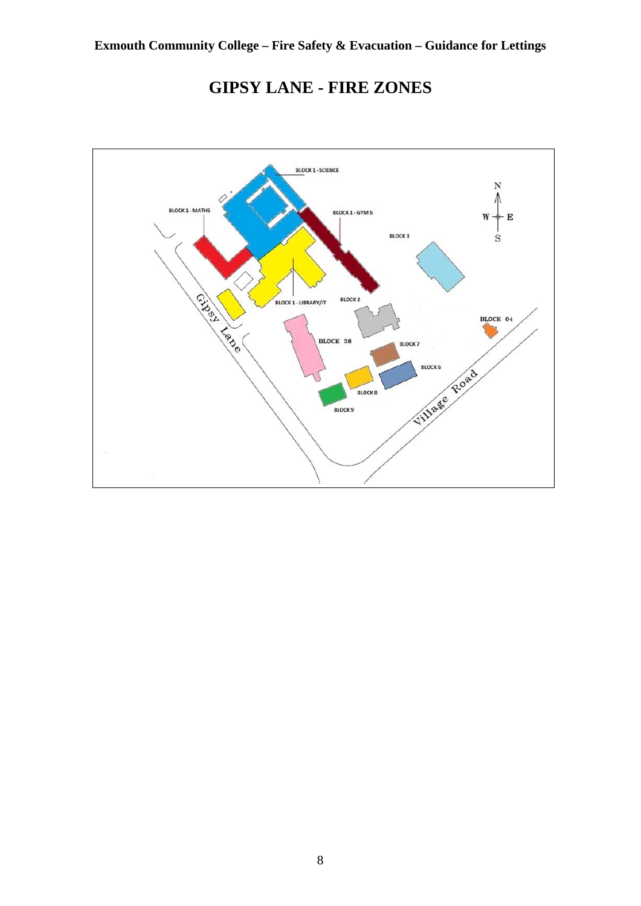## GIPSY LANE - FIRE ZONES

BLOCK 1 - SCIENCE

BLOCK 1 - MATHS

BLOCK 1 - GYM 5

BLOCK 3

BLOCK 1 - LIBRARY/IT

BLOCK 2

BLOCK 04

BLOCK 38

BLOCK 7

BLOCK 6

BLOCK 8

BLOCK 9

Gipsy Lane

Village Road

N W E S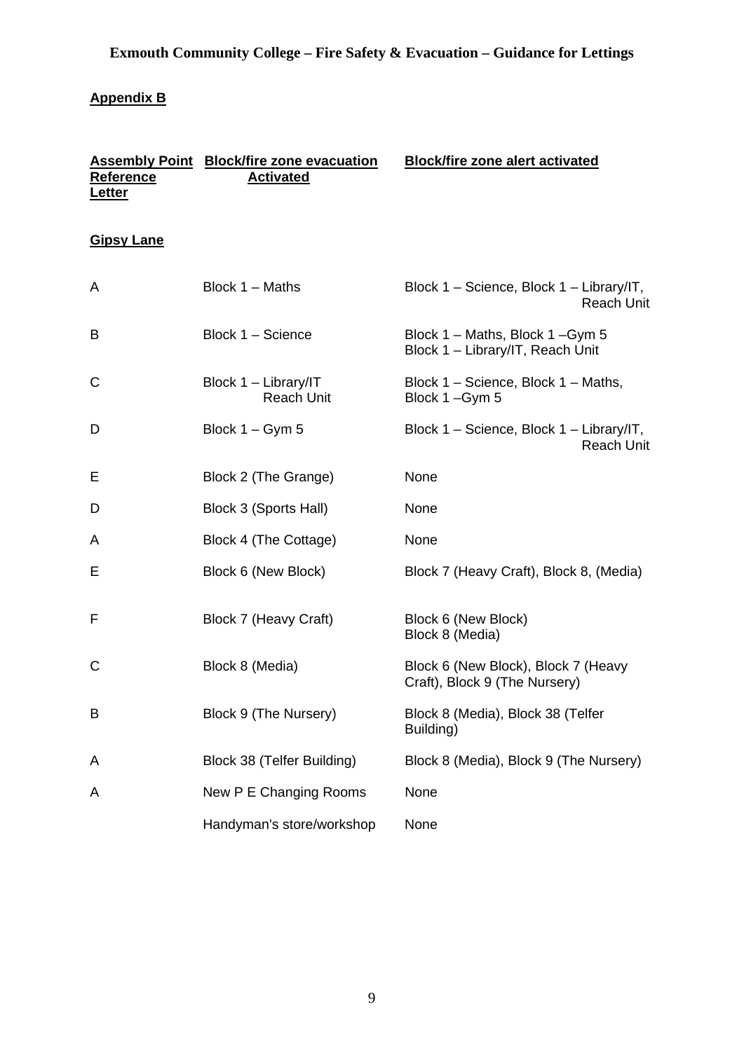**Exmouth Community College – Fire Safety & Evacuation – Guidance for Lettings**

**Appendix B**

| Assembly Point Reference Letter | Block/fire zone evacuation Activated | Block/fire zone alert activated |
|---|---|---|
| **Gipsy Lane** | | |
| A | Block 1 – Maths | Block 1 – Science, Block 1 – Library/IT, Reach Unit |
| B | Block 1 – Science | Block 1 – Maths, Block 1 –Gym 5 Block 1 – Library/IT, Reach Unit |
| C | Block 1 – Library/IT Reach Unit | Block 1 – Science, Block 1 – Maths, Block 1 –Gym 5 |
| D | Block 1 – Gym 5 | Block 1 – Science, Block 1 – Library/IT, Reach Unit |
| E | Block 2 (The Grange) | None |
| D | Block 3 (Sports Hall) | None |
| A | Block 4 (The Cottage) | None |
| E | Block 6 (New Block) | Block 7 (Heavy Craft), Block 8, (Media) |
| F | Block 7 (Heavy Craft) | Block 6 (New Block) Block 8 (Media) |
| C | Block 8 (Media) | Block 6 (New Block), Block 7 (Heavy Craft), Block 9 (The Nursery) |
| B | Block 9 (The Nursery) | Block 8 (Media), Block 38 (Telfer Building) |
| A | Block 38 (Telfer Building) | Block 8 (Media), Block 9 (The Nursery) |
| A | New P E Changing Rooms | None |
| | Handyman's store/workshop | None |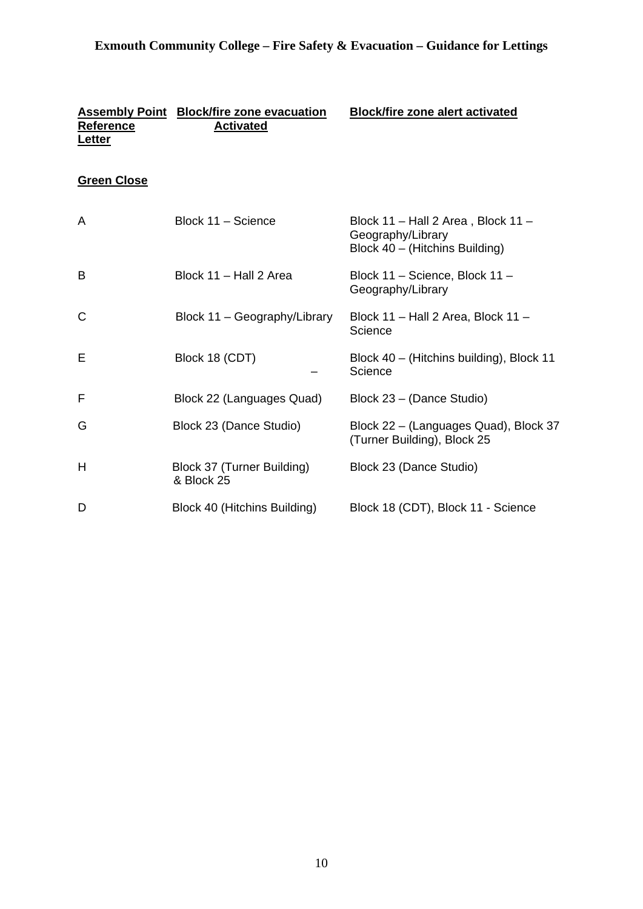| Assembly Point Reference Letter | Block/fire zone evacuation Activated | Block/fire zone alert activated |
|---|---|---|
| **Green Close** | | |
| A | Block 11 – Science | Block 11 – Hall 2 Area , Block 11 – Geography/Library Block 40 – (Hitchins Building) |
| B | Block 11 – Hall 2 Area | Block 11 – Science, Block 11 – Geography/Library |
| C | Block 11 – Geography/Library | Block 11 – Hall 2 Area, Block 11 – Science |
| E | Block 18 (CDT) – | Block 40 – (Hitchins building), Block 11 Science |
| F | Block 22 (Languages Quad) | Block 23 – (Dance Studio) |
| G | Block 23 (Dance Studio) | Block 22 – (Languages Quad), Block 37 (Turner Building), Block 25 |
| H | Block 37 (Turner Building) & Block 25 | Block 23 (Dance Studio) |
| D | Block 40 (Hitchins Building) | Block 18 (CDT), Block 11 - Science |